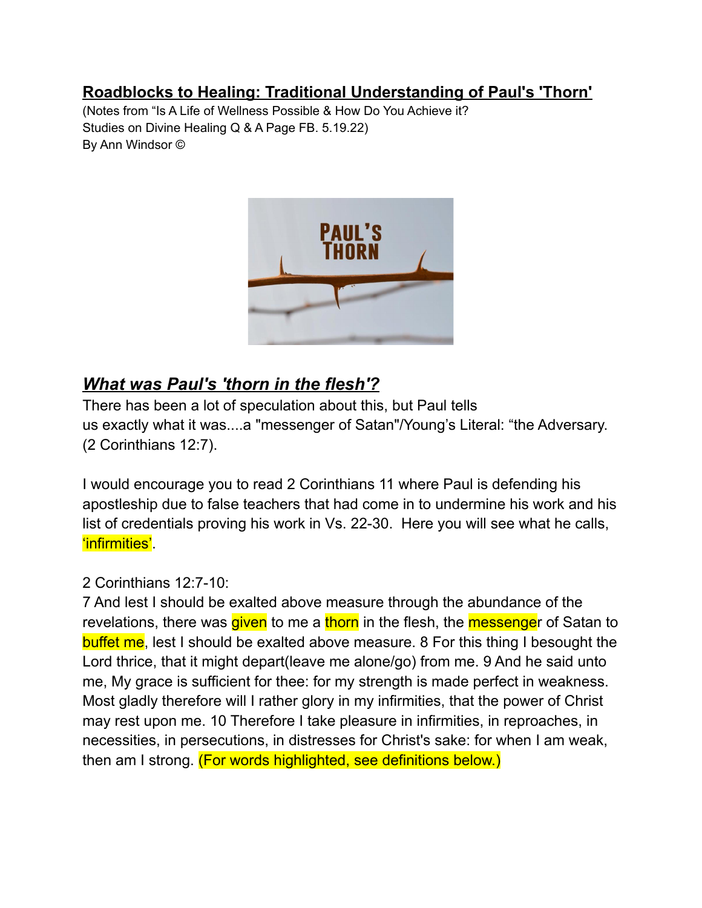## **Roadblocks to Healing: Traditional Understanding of Paul's 'Thorn'**

(Notes from "Is A Life of Wellness Possible & How Do You Achieve it?
Studies on Divine Healing Q & A Page FB. 5.19.22)
By Ann Windsor ©

### ***What was Paul's 'thorn in the flesh'?***

There has been a lot of speculation about this, but Paul tells us exactly what it was....a "messenger of Satan"/Young's Literal: "the Adversary. (2 Corinthians 12:7).

I would encourage you to read 2 Corinthians 11 where Paul is defending his apostleship due to false teachers that had come in to undermine his work and his list of credentials proving his work in Vs. 22-30. Here you will see what he calls, 'infirmities'.

2 Corinthians 12:7-10:
7 And lest I should be exalted above measure through the abundance of the revelations, there was given to me a thorn in the flesh, the messenger of Satan to buffet me, lest I should be exalted above measure. 8 For this thing I besought the Lord thrice, that it might depart(leave me alone/go) from me. 9 And he said unto me, My grace is sufficient for thee: for my strength is made perfect in weakness. Most gladly therefore will I rather glory in my infirmities, that the power of Christ may rest upon me. 10 Therefore I take pleasure in infirmities, in reproaches, in necessities, in persecutions, in distresses for Christ's sake: for when I am weak, then am I strong. (For words highlighted, see definitions below.)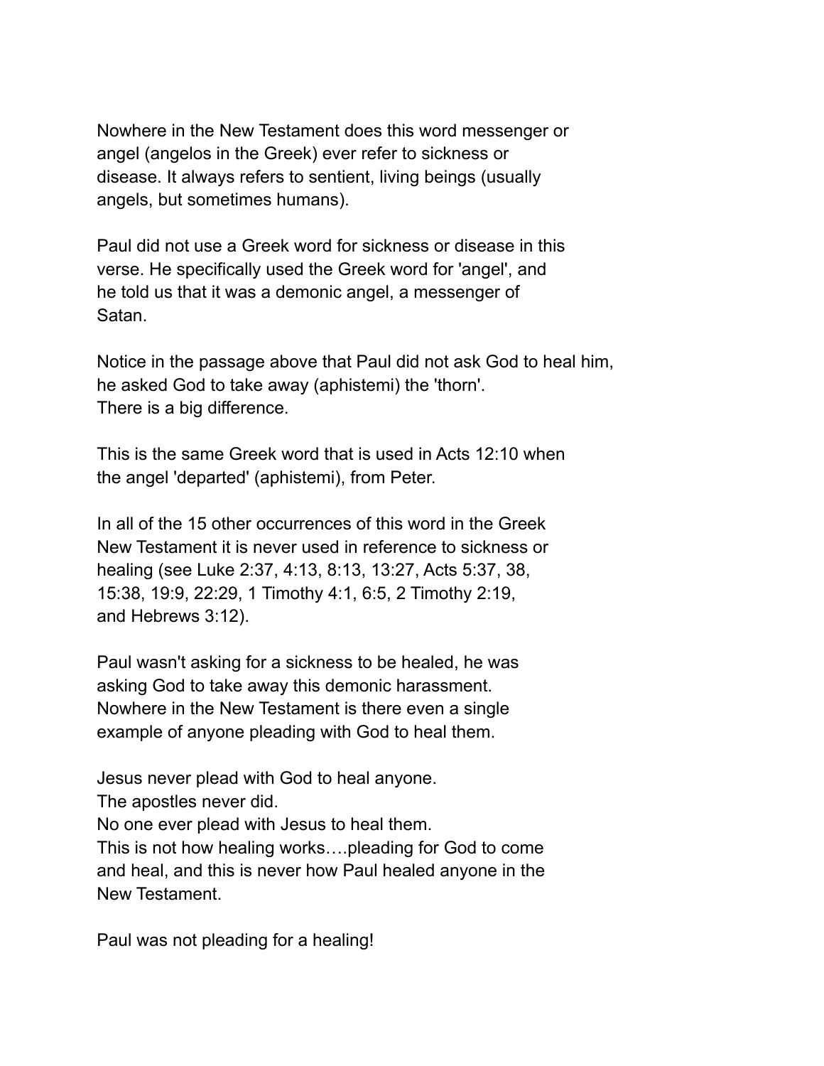Nowhere in the New Testament does this word messenger or angel (angelos in the Greek) ever refer to sickness or disease. It always refers to sentient, living beings (usually angels, but sometimes humans).

Paul did not use a Greek word for sickness or disease in this verse. He specifically used the Greek word for 'angel', and he told us that it was a demonic angel, a messenger of Satan.

Notice in the passage above that Paul did not ask God to heal him, he asked God to take away (aphistemi) the 'thorn'. There is a big difference.

This is the same Greek word that is used in Acts 12:10 when the angel 'departed' (aphistemi), from Peter.

In all of the 15 other occurrences of this word in the Greek New Testament it is never used in reference to sickness or healing (see Luke 2:37, 4:13, 8:13, 13:27, Acts 5:37, 38, 15:38, 19:9, 22:29, 1 Timothy 4:1, 6:5, 2 Timothy 2:19, and Hebrews 3:12).

Paul wasn't asking for a sickness to be healed, he was asking God to take away this demonic harassment. Nowhere in the New Testament is there even a single example of anyone pleading with God to heal them.

Jesus never plead with God to heal anyone.
The apostles never did.
No one ever plead with Jesus to heal them.
This is not how healing works….pleading for God to come and heal, and this is never how Paul healed anyone in the New Testament.

Paul was not pleading for a healing!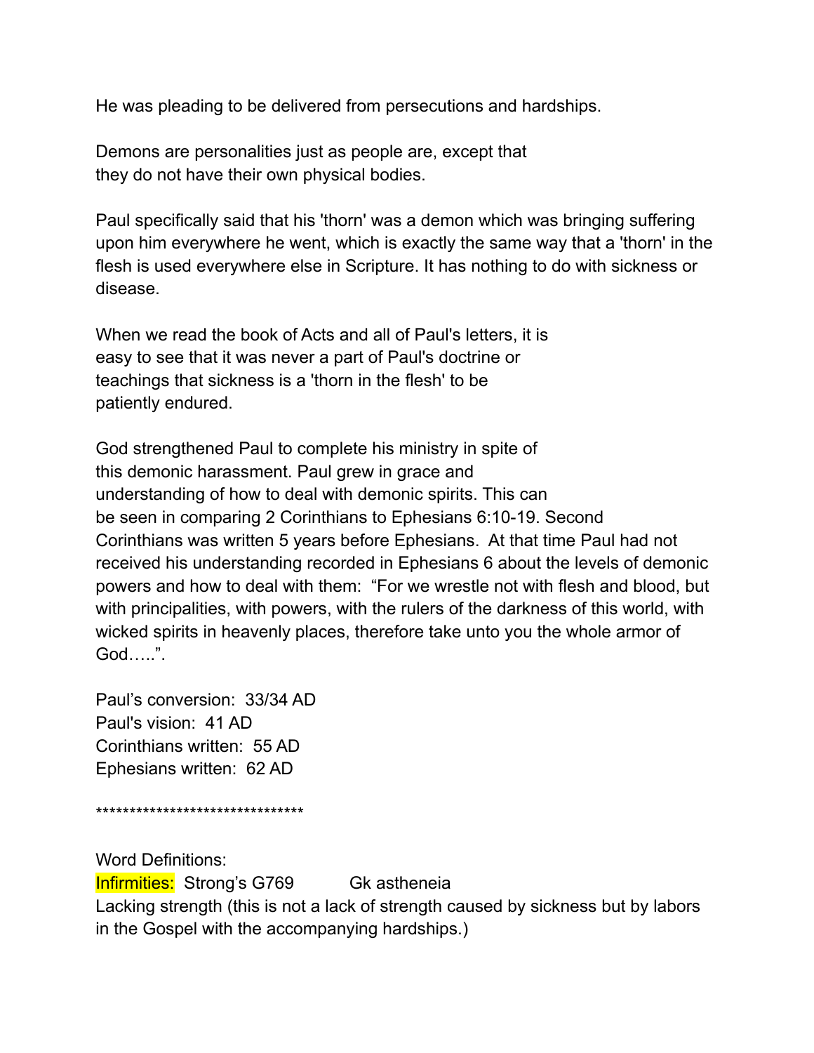He was pleading to be delivered from persecutions and hardships.

Demons are personalities just as people are, except that they do not have their own physical bodies.

Paul specifically said that his 'thorn' was a demon which was bringing suffering upon him everywhere he went, which is exactly the same way that a 'thorn' in the flesh is used everywhere else in Scripture. It has nothing to do with sickness or disease.

When we read the book of Acts and all of Paul's letters, it is easy to see that it was never a part of Paul's doctrine or teachings that sickness is a 'thorn in the flesh' to be patiently endured.

God strengthened Paul to complete his ministry in spite of this demonic harassment. Paul grew in grace and understanding of how to deal with demonic spirits. This can be seen in comparing 2 Corinthians to Ephesians 6:10-19. Second Corinthians was written 5 years before Ephesians. At that time Paul had not received his understanding recorded in Ephesians 6 about the levels of demonic powers and how to deal with them: "For we wrestle not with flesh and blood, but with principalities, with powers, with the rulers of the darkness of this world, with wicked spirits in heavenly places, therefore take unto you the whole armor of God…..".

Paul's conversion: 33/34 AD
Paul's vision: 41 AD
Corinthians written: 55 AD
Ephesians written: 62 AD

*******************************

Word Definitions:
Infirmities: Strong's G769 Gk astheneia
Lacking strength (this is not a lack of strength caused by sickness but by labors in the Gospel with the accompanying hardships.)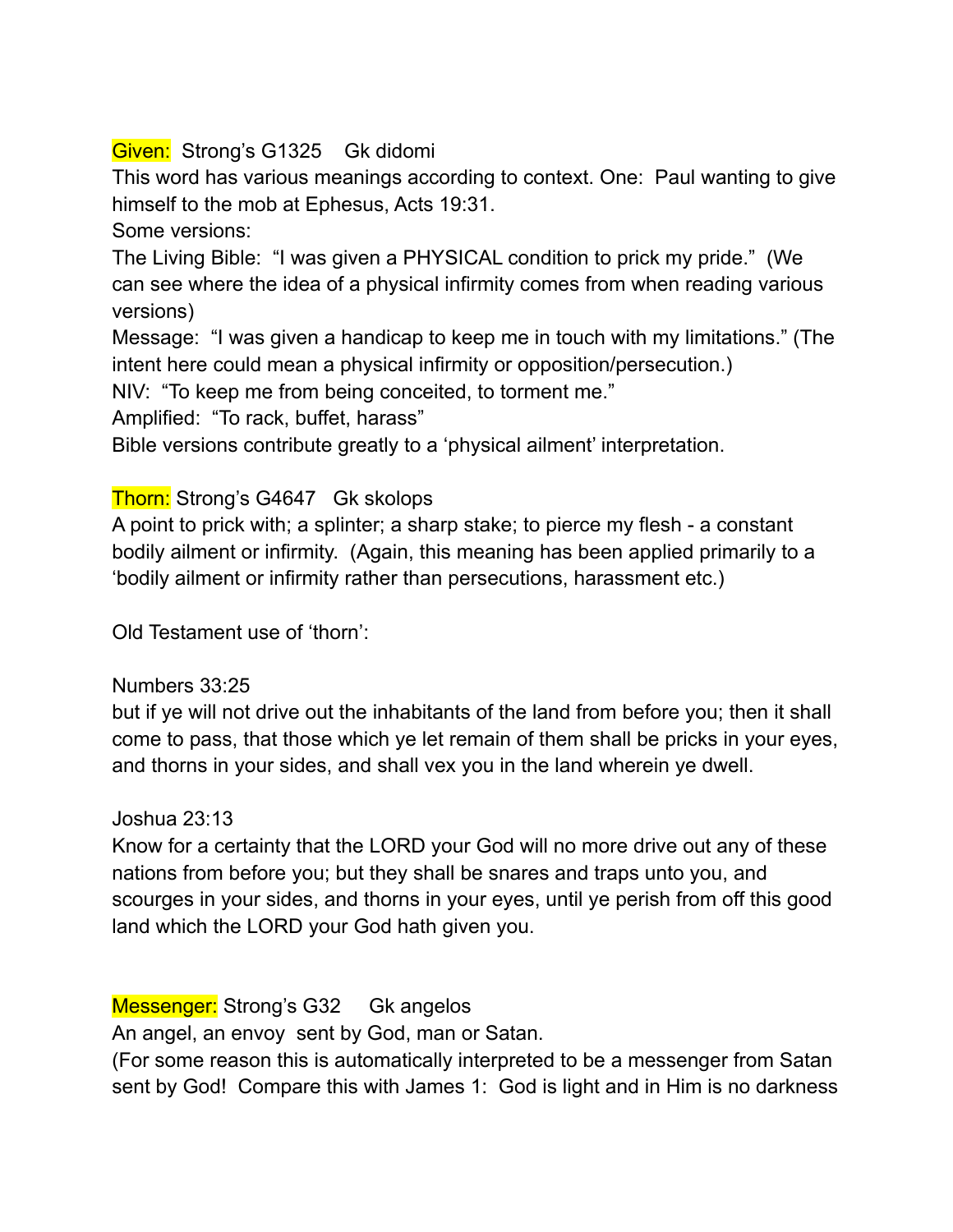**Given:** Strong's G1325 Gk didomi
This word has various meanings according to context. One: Paul wanting to give himself to the mob at Ephesus, Acts 19:31.
Some versions:
The Living Bible: "I was given a PHYSICAL condition to prick my pride." (We can see where the idea of a physical infirmity comes from when reading various versions)
Message: "I was given a handicap to keep me in touch with my limitations." (The intent here could mean a physical infirmity or opposition/persecution.)
NIV: "To keep me from being conceited, to torment me."
Amplified: "To rack, buffet, harass"
Bible versions contribute greatly to a 'physical ailment' interpretation.

**Thorn:** Strong's G4647 Gk skolops
A point to prick with; a splinter; a sharp stake; to pierce my flesh - a constant bodily ailment or infirmity. (Again, this meaning has been applied primarily to a 'bodily ailment or infirmity rather than persecutions, harassment etc.)

Old Testament use of 'thorn':

Numbers 33:25
but if ye will not drive out the inhabitants of the land from before you; then it shall come to pass, that those which ye let remain of them shall be pricks in your eyes, and thorns in your sides, and shall vex you in the land wherein ye dwell.

Joshua 23:13
Know for a certainty that the LORD your God will no more drive out any of these nations from before you; but they shall be snares and traps unto you, and scourges in your sides, and thorns in your eyes, until ye perish from off this good land which the LORD your God hath given you.

**Messenger:** Strong's G32 Gk angelos
An angel, an envoy sent by God, man or Satan.
(For some reason this is automatically interpreted to be a messenger from Satan sent by God! Compare this with James 1: God is light and in Him is no darkness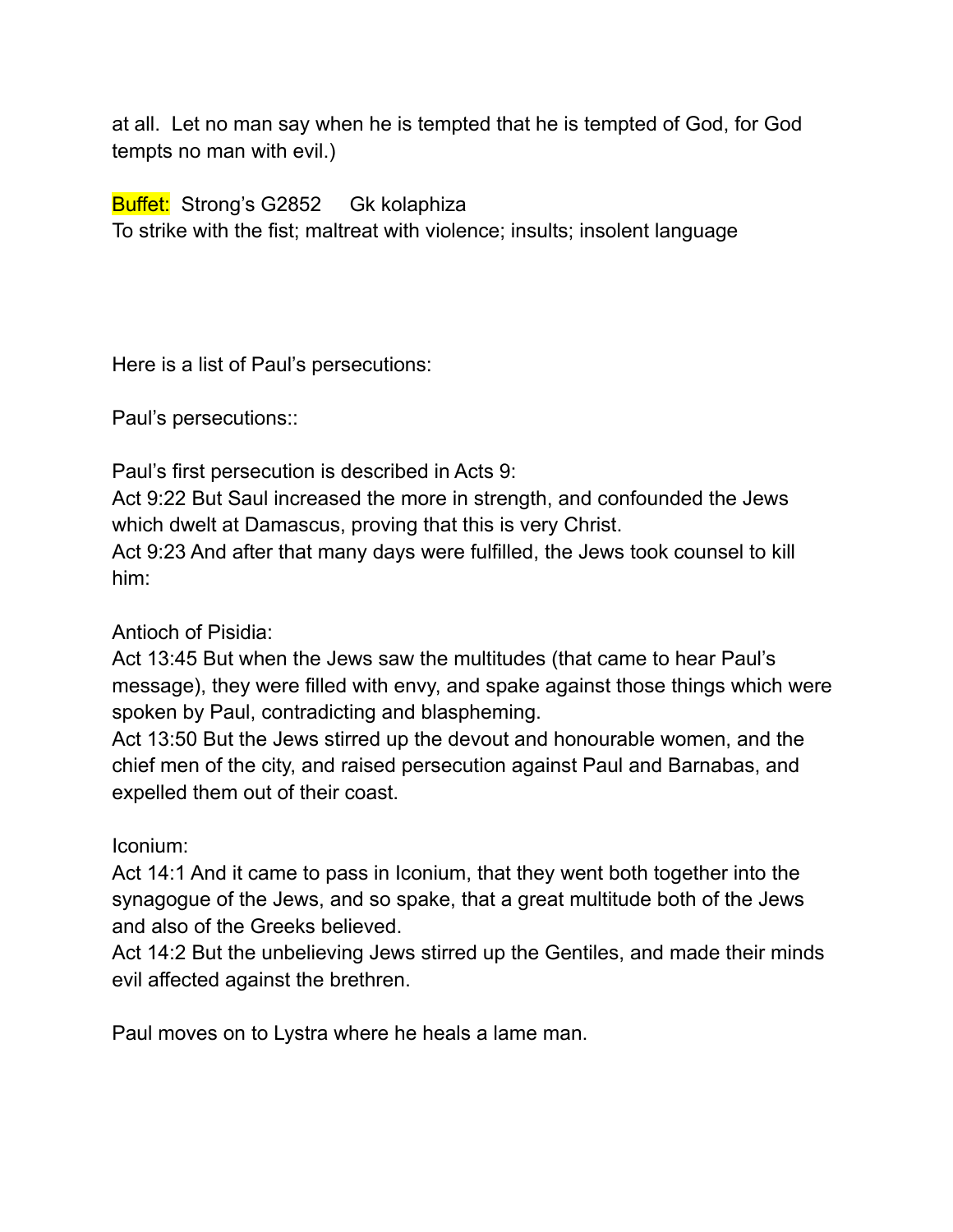at all.  Let no man say when he is tempted that he is tempted of God, for God tempts no man with evil.)

**Buffet:**  Strong's G2852     Gk kolaphiza
To strike with the fist; maltreat with violence; insults; insolent language

Here is a list of Paul's persecutions:

Paul's persecutions::

Paul's first persecution is described in Acts 9:
Act 9:22 But Saul increased the more in strength, and confounded the Jews which dwelt at Damascus, proving that this is very Christ.
Act 9:23 And after that many days were fulfilled, the Jews took counsel to kill him:

Antioch of Pisidia:
Act 13:45 But when the Jews saw the multitudes (that came to hear Paul's message), they were filled with envy, and spake against those things which were spoken by Paul, contradicting and blaspheming.
Act 13:50 But the Jews stirred up the devout and honourable women, and the chief men of the city, and raised persecution against Paul and Barnabas, and expelled them out of their coast.

Iconium:
Act 14:1 And it came to pass in Iconium, that they went both together into the synagogue of the Jews, and so spake, that a great multitude both of the Jews and also of the Greeks believed.
Act 14:2 But the unbelieving Jews stirred up the Gentiles, and made their minds evil affected against the brethren.

Paul moves on to Lystra where he heals a lame man.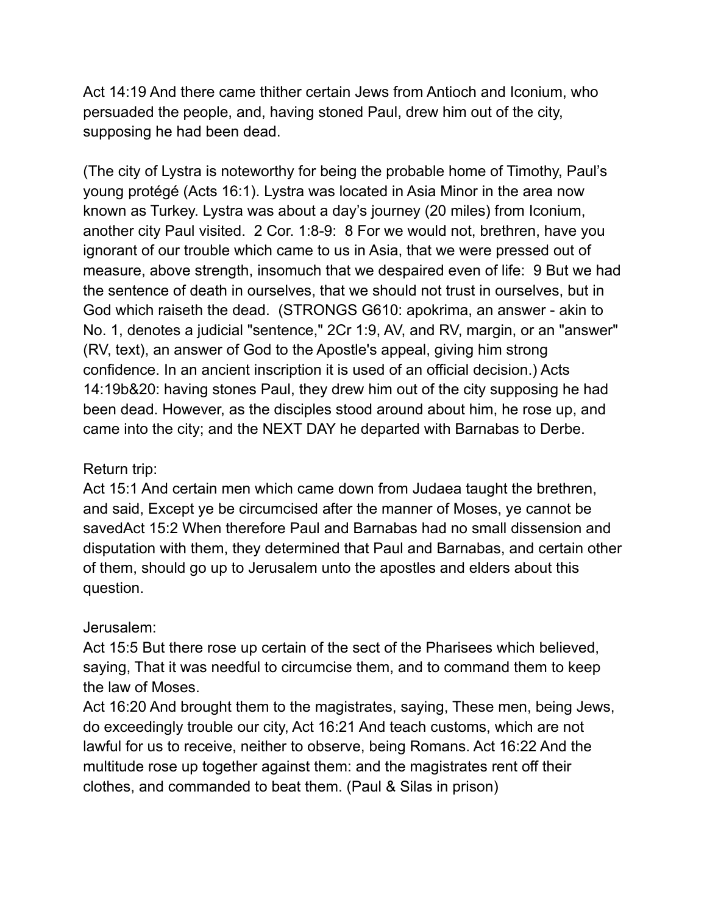Act 14:19 And there came thither certain Jews from Antioch and Iconium, who persuaded the people, and, having stoned Paul, drew him out of the city, supposing he had been dead.

(The city of Lystra is noteworthy for being the probable home of Timothy, Paul's young protégé (Acts 16:1). Lystra was located in Asia Minor in the area now known as Turkey. Lystra was about a day's journey (20 miles) from Iconium, another city Paul visited. 2 Cor. 1:8-9: 8 For we would not, brethren, have you ignorant of our trouble which came to us in Asia, that we were pressed out of measure, above strength, insomuch that we despaired even of life: 9 But we had the sentence of death in ourselves, that we should not trust in ourselves, but in God which raiseth the dead. (STRONGS G610: apokrima, an answer - akin to No. 1, denotes a judicial "sentence," 2Cr 1:9, AV, and RV, margin, or an "answer" (RV, text), an answer of God to the Apostle's appeal, giving him strong confidence. In an ancient inscription it is used of an official decision.) Acts 14:19b&20: having stones Paul, they drew him out of the city supposing he had been dead. However, as the disciples stood around about him, he rose up, and came into the city; and the NEXT DAY he departed with Barnabas to Derbe.

Return trip:
Act 15:1 And certain men which came down from Judaea taught the brethren, and said, Except ye be circumcised after the manner of Moses, ye cannot be savedAct 15:2 When therefore Paul and Barnabas had no small dissension and disputation with them, they determined that Paul and Barnabas, and certain other of them, should go up to Jerusalem unto the apostles and elders about this question.

Jerusalem:
Act 15:5 But there rose up certain of the sect of the Pharisees which believed, saying, That it was needful to circumcise them, and to command them to keep the law of Moses.
Act 16:20 And brought them to the magistrates, saying, These men, being Jews, do exceedingly trouble our city, Act 16:21 And teach customs, which are not lawful for us to receive, neither to observe, being Romans. Act 16:22 And the multitude rose up together against them: and the magistrates rent off their clothes, and commanded to beat them. (Paul & Silas in prison)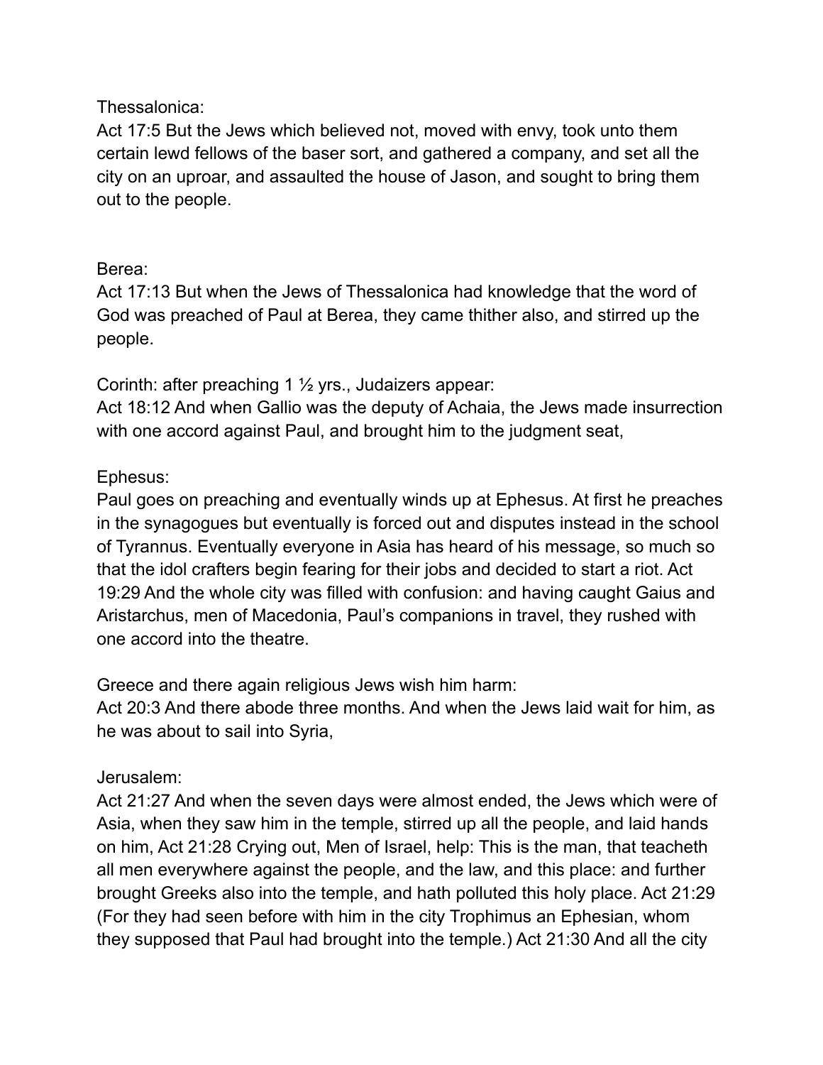Thessalonica:
Act 17:5 But the Jews which believed not, moved with envy, took unto them certain lewd fellows of the baser sort, and gathered a company, and set all the city on an uproar, and assaulted the house of Jason, and sought to bring them out to the people.

Berea:
Act 17:13 But when the Jews of Thessalonica had knowledge that the word of God was preached of Paul at Berea, they came thither also, and stirred up the people.

Corinth: after preaching 1 ½ yrs., Judaizers appear:
Act 18:12 And when Gallio was the deputy of Achaia, the Jews made insurrection with one accord against Paul, and brought him to the judgment seat,

Ephesus:
Paul goes on preaching and eventually winds up at Ephesus. At first he preaches in the synagogues but eventually is forced out and disputes instead in the school of Tyrannus. Eventually everyone in Asia has heard of his message, so much so that the idol crafters begin fearing for their jobs and decided to start a riot. Act 19:29 And the whole city was filled with confusion: and having caught Gaius and Aristarchus, men of Macedonia, Paul's companions in travel, they rushed with one accord into the theatre.

Greece and there again religious Jews wish him harm:
Act 20:3 And there abode three months. And when the Jews laid wait for him, as he was about to sail into Syria,

Jerusalem:
Act 21:27 And when the seven days were almost ended, the Jews which were of Asia, when they saw him in the temple, stirred up all the people, and laid hands on him, Act 21:28 Crying out, Men of Israel, help: This is the man, that teacheth all men everywhere against the people, and the law, and this place: and further brought Greeks also into the temple, and hath polluted this holy place. Act 21:29 (For they had seen before with him in the city Trophimus an Ephesian, whom they supposed that Paul had brought into the temple.) Act 21:30 And all the city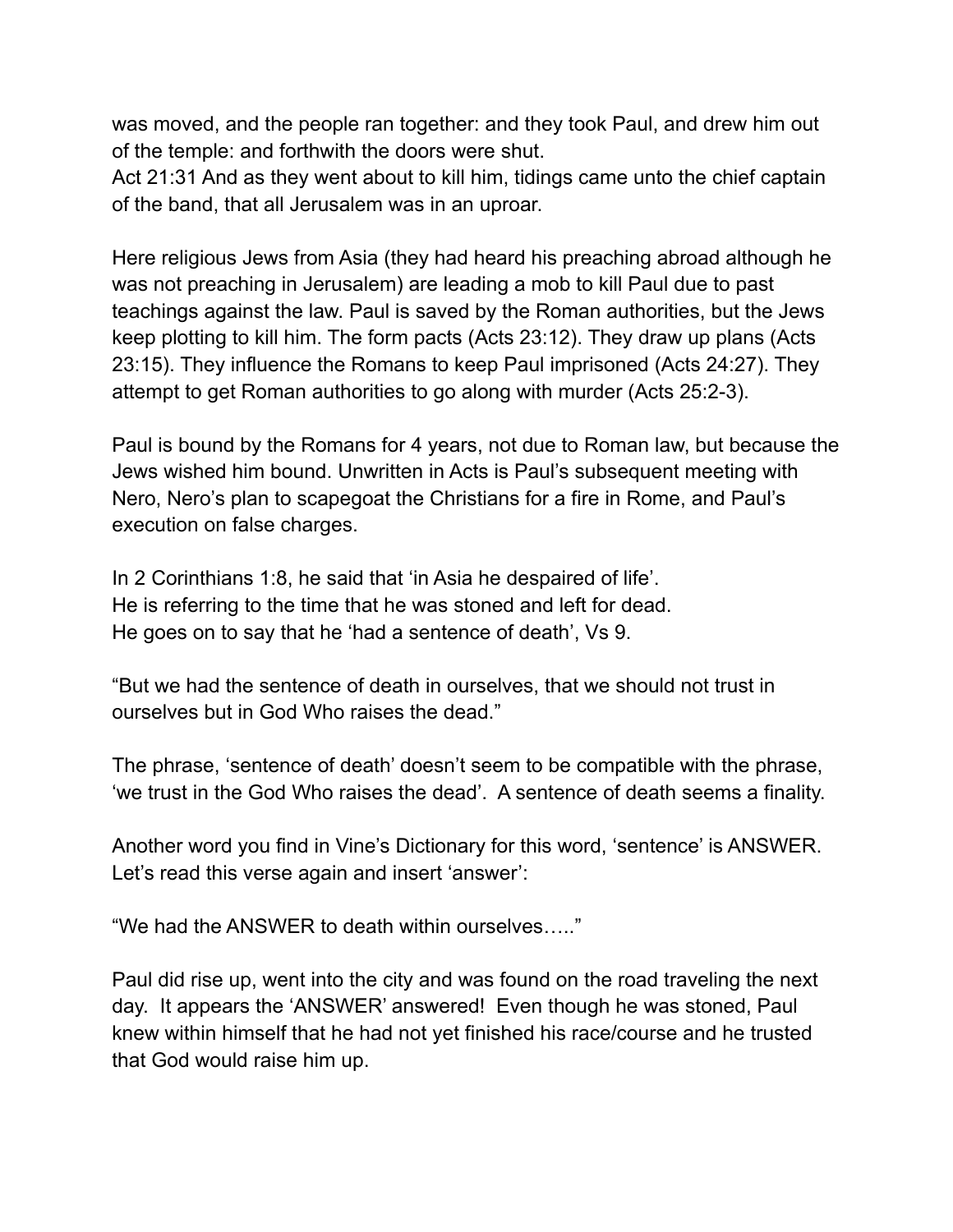was moved, and the people ran together: and they took Paul, and drew him out of the temple: and forthwith the doors were shut.
Act 21:31 And as they went about to kill him, tidings came unto the chief captain of the band, that all Jerusalem was in an uproar.

Here religious Jews from Asia (they had heard his preaching abroad although he was not preaching in Jerusalem) are leading a mob to kill Paul due to past teachings against the law. Paul is saved by the Roman authorities, but the Jews keep plotting to kill him. The form pacts (Acts 23:12). They draw up plans (Acts 23:15). They influence the Romans to keep Paul imprisoned (Acts 24:27). They attempt to get Roman authorities to go along with murder (Acts 25:2-3).

Paul is bound by the Romans for 4 years, not due to Roman law, but because the Jews wished him bound. Unwritten in Acts is Paul's subsequent meeting with Nero, Nero's plan to scapegoat the Christians for a fire in Rome, and Paul's execution on false charges.

In 2 Corinthians 1:8, he said that 'in Asia he despaired of life'.
He is referring to the time that he was stoned and left for dead.
He goes on to say that he 'had a sentence of death', Vs 9.

"But we had the sentence of death in ourselves, that we should not trust in ourselves but in God Who raises the dead."

The phrase, 'sentence of death' doesn't seem to be compatible with the phrase, 'we trust in the God Who raises the dead'. A sentence of death seems a finality.

Another word you find in Vine's Dictionary for this word, 'sentence' is ANSWER. Let's read this verse again and insert 'answer':

"We had the ANSWER to death within ourselves….."

Paul did rise up, went into the city and was found on the road traveling the next day. It appears the 'ANSWER' answered! Even though he was stoned, Paul knew within himself that he had not yet finished his race/course and he trusted that God would raise him up.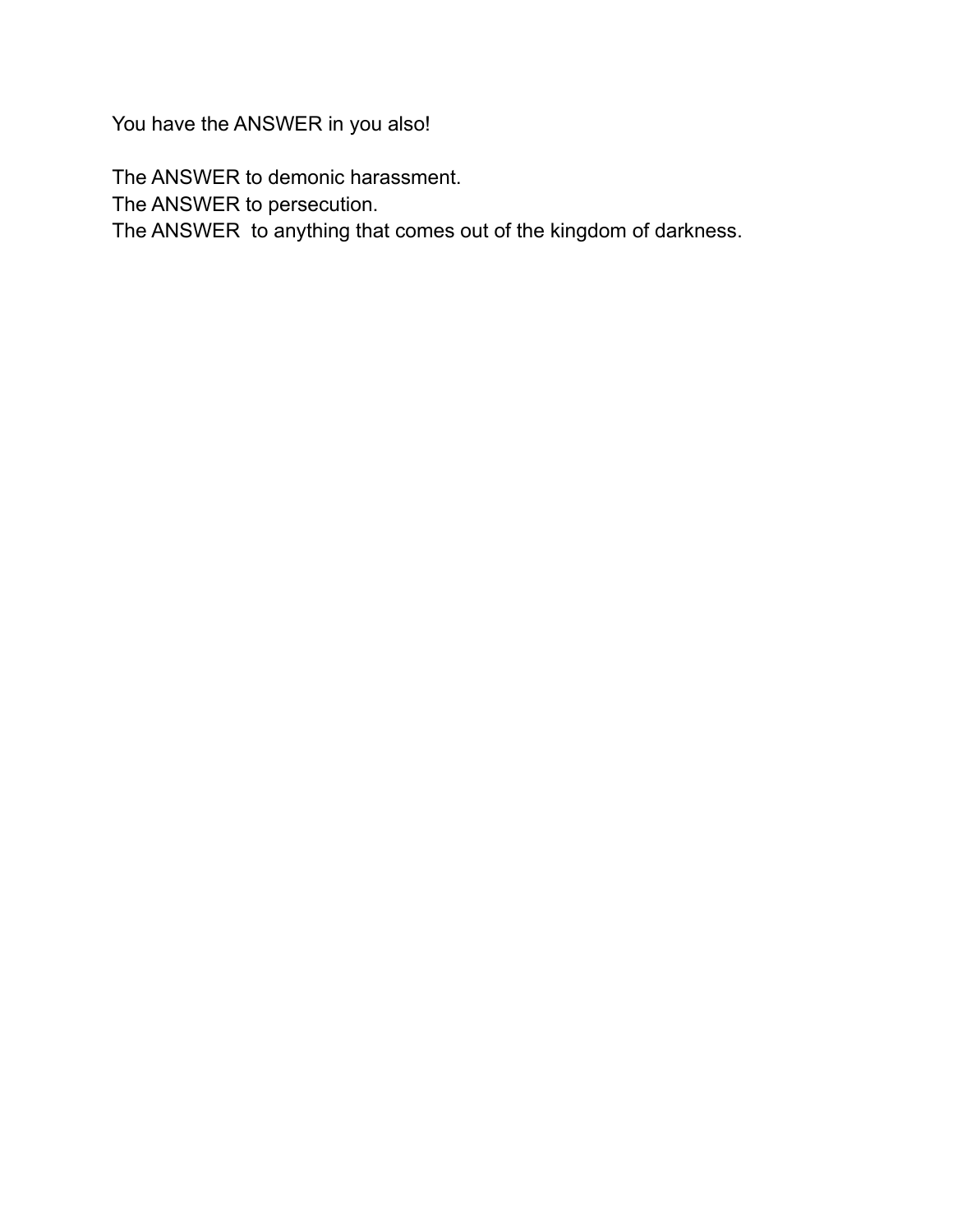You have the ANSWER in you also!

The ANSWER to demonic harassment.
The ANSWER to persecution.
The ANSWER  to anything that comes out of the kingdom of darkness.